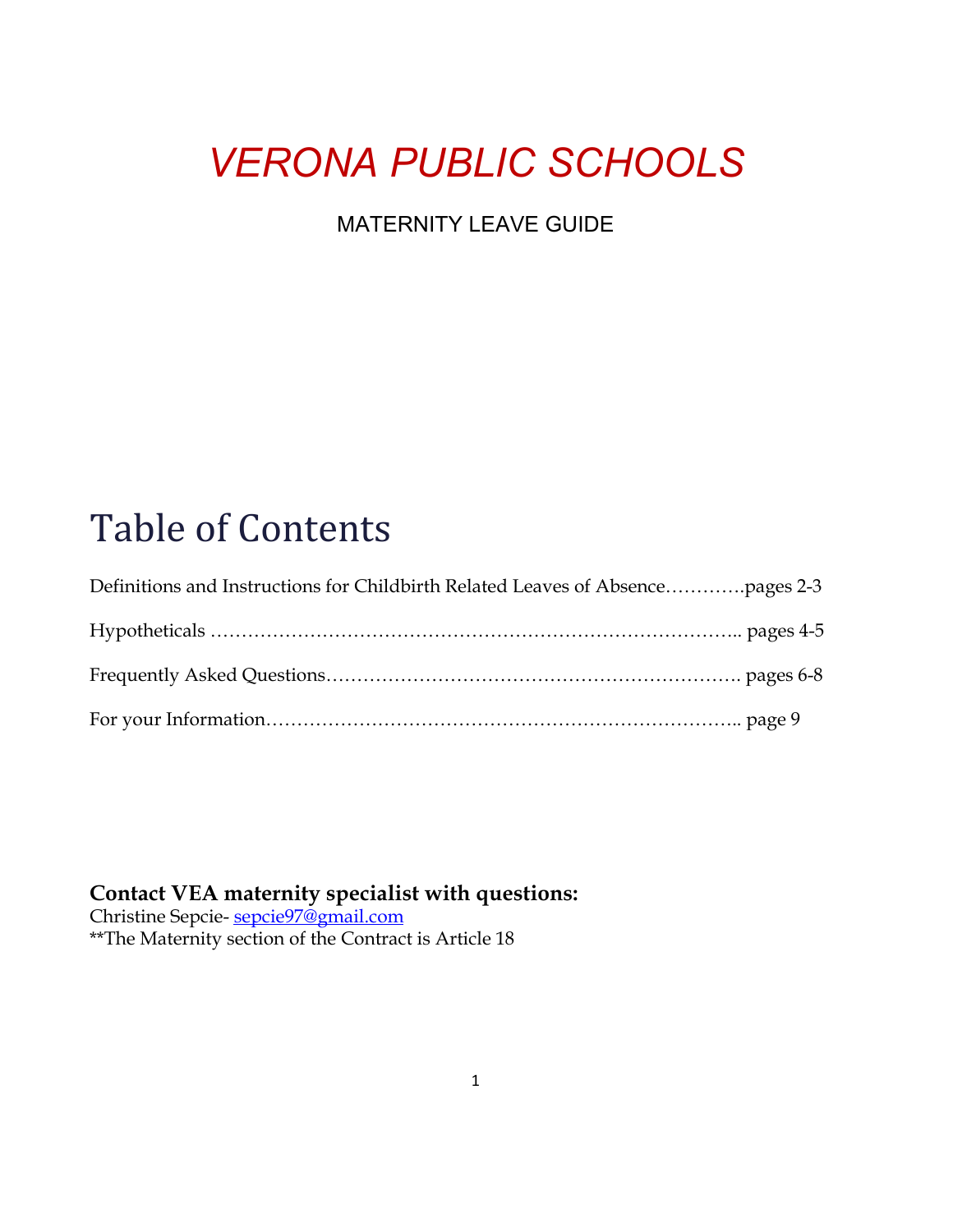# *VERONA PUBLIC SCHOOLS*

MATERNITY LEAVE GUIDE

## Table of Contents

Definitions and Instructions for Childbirth Related Leaves of Absence…………pages 2-3

Hypotheticals ……………………………………………………………………….. pages 4-5

Frequently Asked Questions…………………………………………………………. pages 6-8

For your Information………………………………………………………………….. page 9

**Contact VEA maternity specialist with questions:**
Christine Sepcie- sepcie97@gmail.com
**The Maternity section of the Contract is Article 18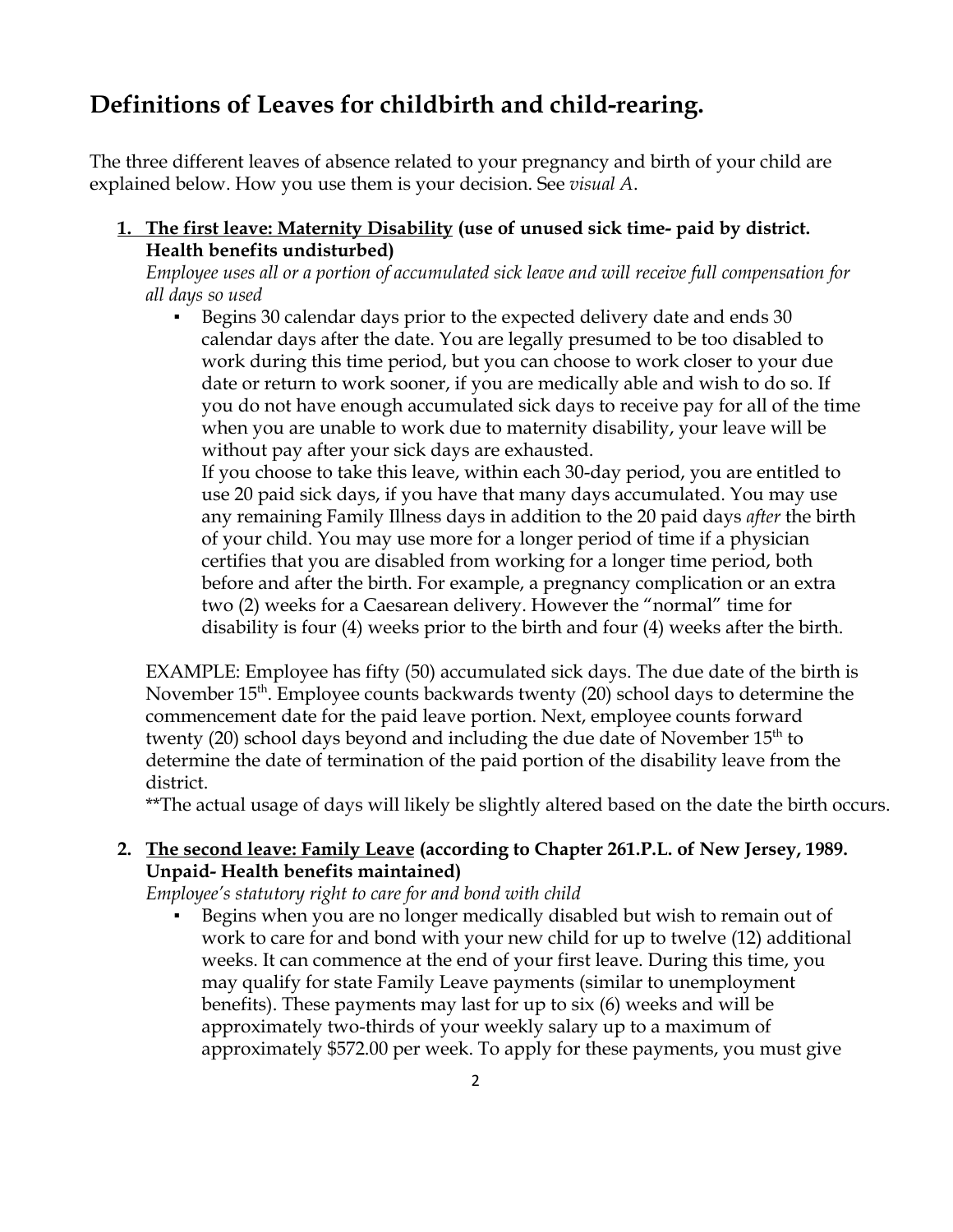## Definitions of Leaves for childbirth and child-rearing.

The three different leaves of absence related to your pregnancy and birth of your child are explained below. How you use them is your decision. See *visual A*.

1. **<u>The first leave: Maternity Disability</u> (use of unused sick time- paid by district. Health benefits undisturbed)**

   *Employee uses all or a portion of accumulated sick leave and will receive full compensation for all days so used*

   - Begins 30 calendar days prior to the expected delivery date and ends 30 calendar days after the date. You are legally presumed to be too disabled to work during this time period, but you can choose to work closer to your due date or return to work sooner, if you are medically able and wish to do so. If you do not have enough accumulated sick days to receive pay for all of the time when you are unable to work due to maternity disability, your leave will be without pay after your sick days are exhausted.

     If you choose to take this leave, within each 30-day period, you are entitled to use 20 paid sick days, if you have that many days accumulated. You may use any remaining Family Illness days in addition to the 20 paid days *after* the birth of your child. You may use more for a longer period of time if a physician certifies that you are disabled from working for a longer time period, both before and after the birth. For example, a pregnancy complication or an extra two (2) weeks for a Caesarean delivery. However the "normal" time for disability is four (4) weeks prior to the birth and four (4) weeks after the birth.

   EXAMPLE: Employee has fifty (50) accumulated sick days. The due date of the birth is November 15th. Employee counts backwards twenty (20) school days to determine the commencement date for the paid leave portion. Next, employee counts forward twenty (20) school days beyond and including the due date of November 15th to determine the date of termination of the paid portion of the disability leave from the district.

   **The actual usage of days will likely be slightly altered based on the date the birth occurs.

2. **<u>The second leave: Family Leave</u> (according to Chapter 261.P.L. of New Jersey, 1989. Unpaid- Health benefits maintained)**

   *Employee's statutory right to care for and bond with child*

   - Begins when you are no longer medically disabled but wish to remain out of work to care for and bond with your new child for up to twelve (12) additional weeks. It can commence at the end of your first leave. During this time, you may qualify for state Family Leave payments (similar to unemployment benefits). These payments may last for up to six (6) weeks and will be approximately two-thirds of your weekly salary up to a maximum of approximately $572.00 per week. To apply for these payments, you must give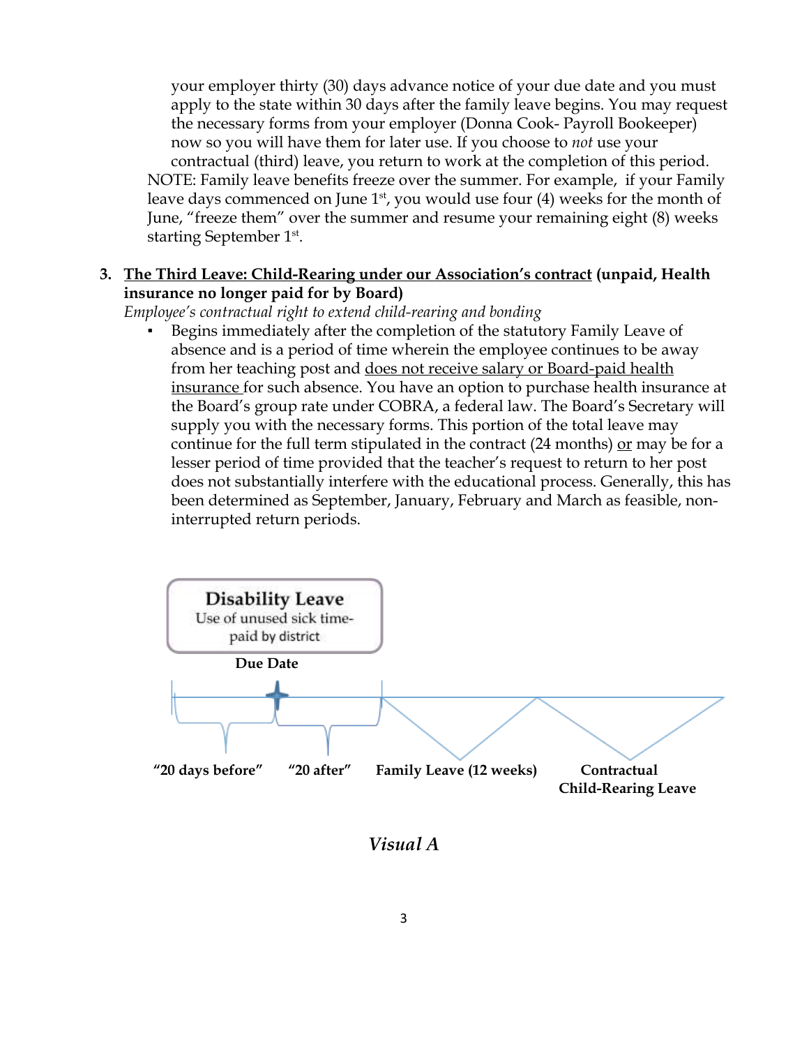your employer thirty (30) days advance notice of your due date and you must apply to the state within 30 days after the family leave begins. You may request the necessary forms from your employer (Donna Cook- Payroll Bookeeper) now so you will have them for later use. If you choose to *not* use your contractual (third) leave, you return to work at the completion of this period.

NOTE: Family leave benefits freeze over the summer. For example, if your Family leave days commenced on June 1st, you would use four (4) weeks for the month of June, "freeze them" over the summer and resume your remaining eight (8) weeks starting September 1st.

3. **<u>The Third Leave: Child-Rearing under our Association's contract</u> (unpaid, Health insurance no longer paid for by Board)**

   *Employee's contractual right to extend child-rearing and bonding*

   - Begins immediately after the completion of the statutory Family Leave of absence and is a period of time wherein the employee continues to be away from her teaching post and <u>does not receive salary or Board-paid health insurance</u> for such absence. You have an option to purchase health insurance at the Board's group rate under COBRA, a federal law. The Board's Secretary will supply you with the necessary forms. This portion of the total leave may continue for the full term stipulated in the contract (24 months) <u>or</u> may be for a lesser period of time provided that the teacher's request to return to her post does not substantially interfere with the educational process. Generally, this has been determined as September, January, February and March as feasible, non-interrupted return periods.

**Disability Leave**
Use of unused sick time-
paid by district

**Due Date**

**"20 days before"** **"20 after"** **Family Leave (12 weeks)** **Contractual Child-Rearing Leave**

*Visual A*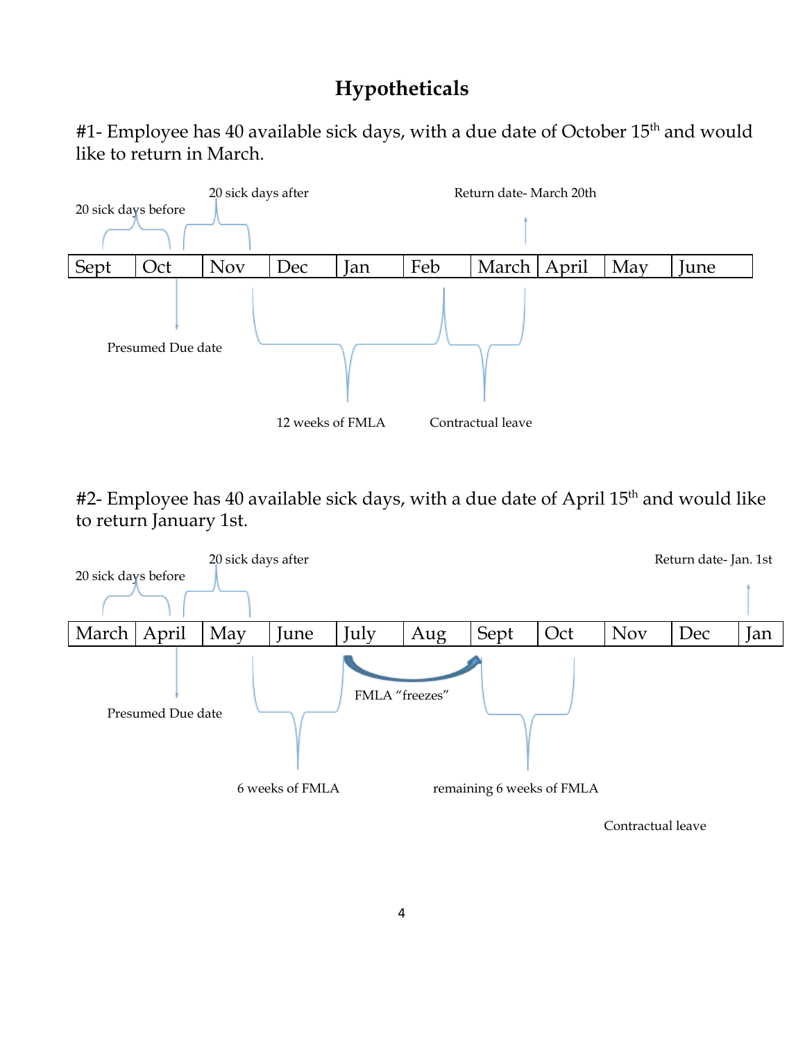# Hypotheticals

#1- Employee has 40 available sick days, with a due date of October 15th and would like to return in March.

20 sick days before

20 sick days after

Return date- March 20th

| Sept | Oct | Nov | Dec | Jan | Feb | March | April | May | June |
|---|---|---|---|---|---|---|---|---|---|

Presumed Due date

12 weeks of FMLA

Contractual leave

#2- Employee has 40 available sick days, with a due date of April 15th and would like to return January 1st.

20 sick days before

20 sick days after

Return date- Jan. 1st

| March | April | May | June | July | Aug | Sept | Oct | Nov | Dec | Jan |
|---|---|---|---|---|---|---|---|---|---|---|

Presumed Due date

FMLA "freezes"

6 weeks of FMLA

remaining 6 weeks of FMLA

Contractual leave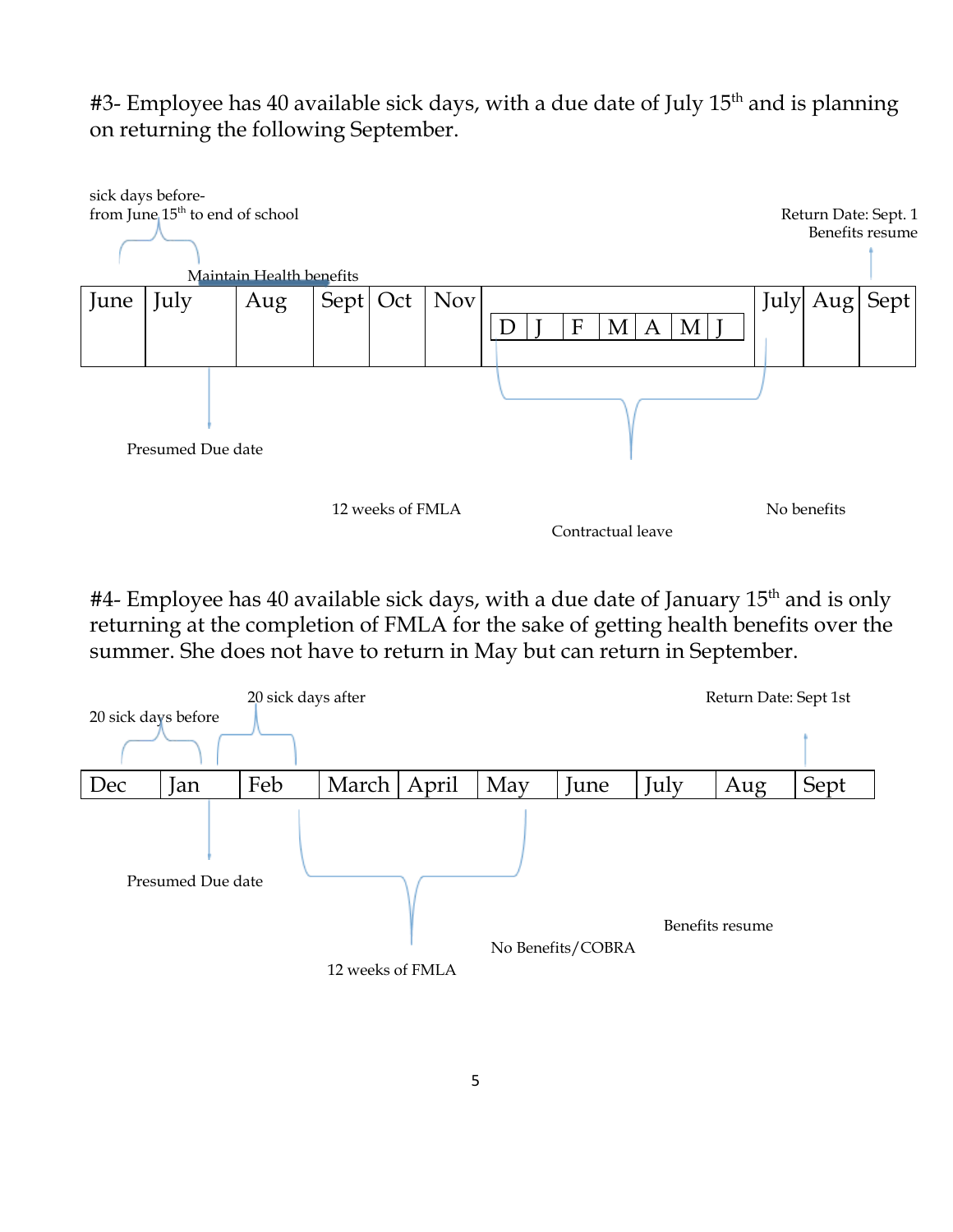#3- Employee has 40 available sick days, with a due date of July 15th and is planning on returning the following September.

sick days before- from June 15th to end of school

Return Date: Sept. 1
Benefits resume

Maintain Health benefits

| June | July | Aug | Sept | Oct | Nov | D | J | F | M | A | M | J | July | Aug | Sept |
|---|---|---|---|---|---|---|---|---|---|---|---|---|---|---|---|

Presumed Due date

12 weeks of FMLA

Contractual leave

No benefits

#4- Employee has 40 available sick days, with a due date of January 15th and is only returning at the completion of FMLA for the sake of getting health benefits over the summer. She does not have to return in May but can return in September.

20 sick days before

20 sick days after

Return Date: Sept 1st

| Dec | Jan | Feb | March | April | May | June | July | Aug | Sept |
|---|---|---|---|---|---|---|---|---|---|

Presumed Due date

12 weeks of FMLA

No Benefits/COBRA

Benefits resume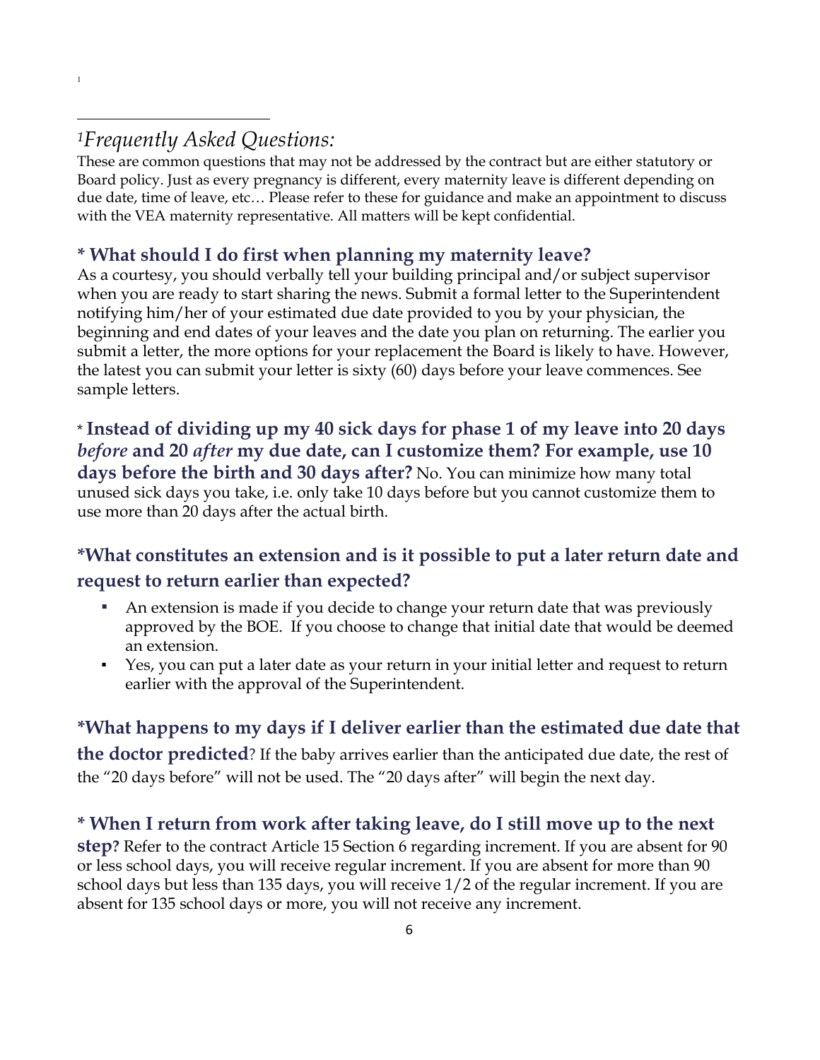[1]

---

[1]*Frequently Asked Questions:*

These are common questions that may not be addressed by the contract but are either statutory or Board policy. Just as every pregnancy is different, every maternity leave is different depending on due date, time of leave, etc… Please refer to these for guidance and make an appointment to discuss with the VEA maternity representative. All matters will be kept confidential.

### * What should I do first when planning my maternity leave?

As a courtesy, you should verbally tell your building principal and/or subject supervisor when you are ready to start sharing the news. Submit a formal letter to the Superintendent notifying him/her of your estimated due date provided to you by your physician, the beginning and end dates of your leaves and the date you plan on returning. The earlier you submit a letter, the more options for your replacement the Board is likely to have. However, the latest you can submit your letter is sixty (60) days before your leave commences. See sample letters.

**\* Instead of dividing up my 40 sick days for phase 1 of my leave into 20 days *before* and 20 *after* my due date, can I customize them? For example, use 10 days before the birth and 30 days after?** No. You can minimize how many total unused sick days you take, i.e. only take 10 days before but you cannot customize them to use more than 20 days after the actual birth.

### *What constitutes an extension and is it possible to put a later return date and request to return earlier than expected?

- An extension is made if you decide to change your return date that was previously approved by the BOE. If you choose to change that initial date that would be deemed an extension.
- Yes, you can put a later date as your return in your initial letter and request to return earlier with the approval of the Superintendent.

**\*What happens to my days if I deliver earlier than the estimated due date that the doctor predicted**? If the baby arrives earlier than the anticipated due date, the rest of the "20 days before" will not be used. The "20 days after" will begin the next day.

**\* When I return from work after taking leave, do I still move up to the next step?** Refer to the contract Article 15 Section 6 regarding increment. If you are absent for 90 or less school days, you will receive regular increment. If you are absent for more than 90 school days but less than 135 days, you will receive 1/2 of the regular increment. If you are absent for 135 school days or more, you will not receive any increment.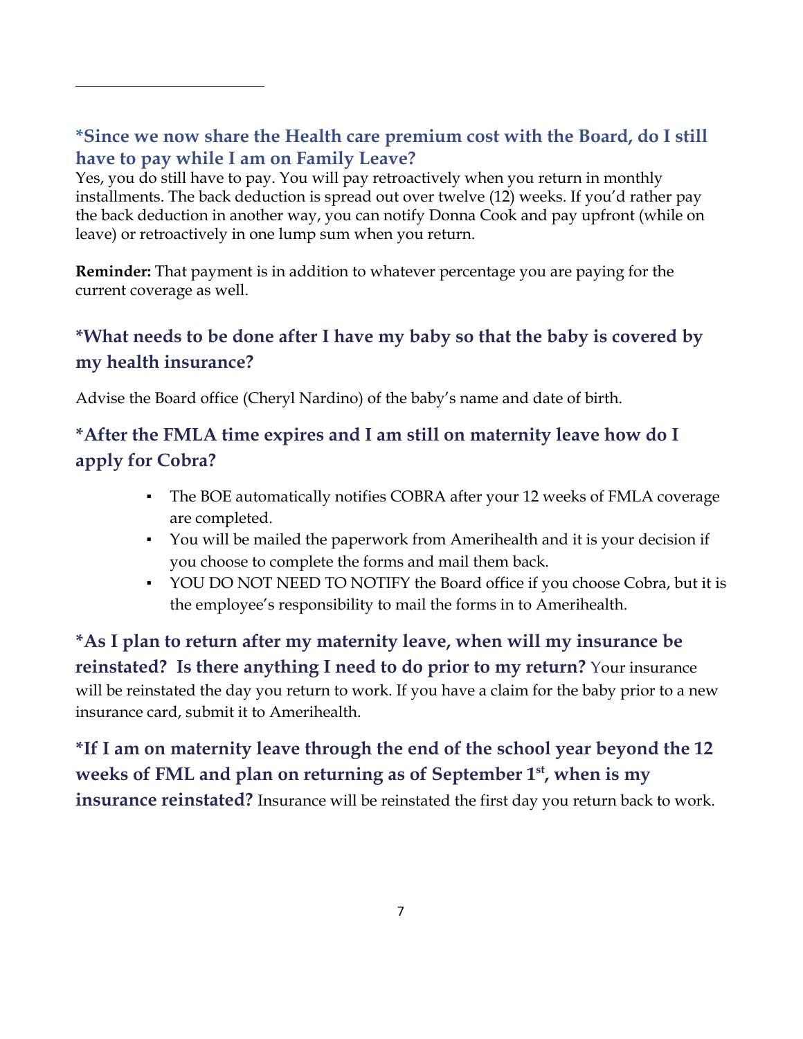### *Since we now share the Health care premium cost with the Board, do I still have to pay while I am on Family Leave?

Yes, you do still have to pay. You will pay retroactively when you return in monthly installments. The back deduction is spread out over twelve (12) weeks. If you'd rather pay the back deduction in another way, you can notify Donna Cook and pay upfront (while on leave) or retroactively in one lump sum when you return.

**Reminder:** That payment is in addition to whatever percentage you are paying for the current coverage as well.

### *What needs to be done after I have my baby so that the baby is covered by my health insurance?

Advise the Board office (Cheryl Nardino) of the baby's name and date of birth.

### *After the FMLA time expires and I am still on maternity leave how do I apply for Cobra?

- The BOE automatically notifies COBRA after your 12 weeks of FMLA coverage are completed.
- You will be mailed the paperwork from Amerihealth and it is your decision if you choose to complete the forms and mail them back.
- YOU DO NOT NEED TO NOTIFY the Board office if you choose Cobra, but it is the employee's responsibility to mail the forms in to Amerihealth.

**\*As I plan to return after my maternity leave, when will my insurance be reinstated? Is there anything I need to do prior to my return?** Your insurance will be reinstated the day you return to work. If you have a claim for the baby prior to a new insurance card, submit it to Amerihealth.

**\*If I am on maternity leave through the end of the school year beyond the 12 weeks of FML and plan on returning as of September 1st, when is my insurance reinstated?** Insurance will be reinstated the first day you return back to work.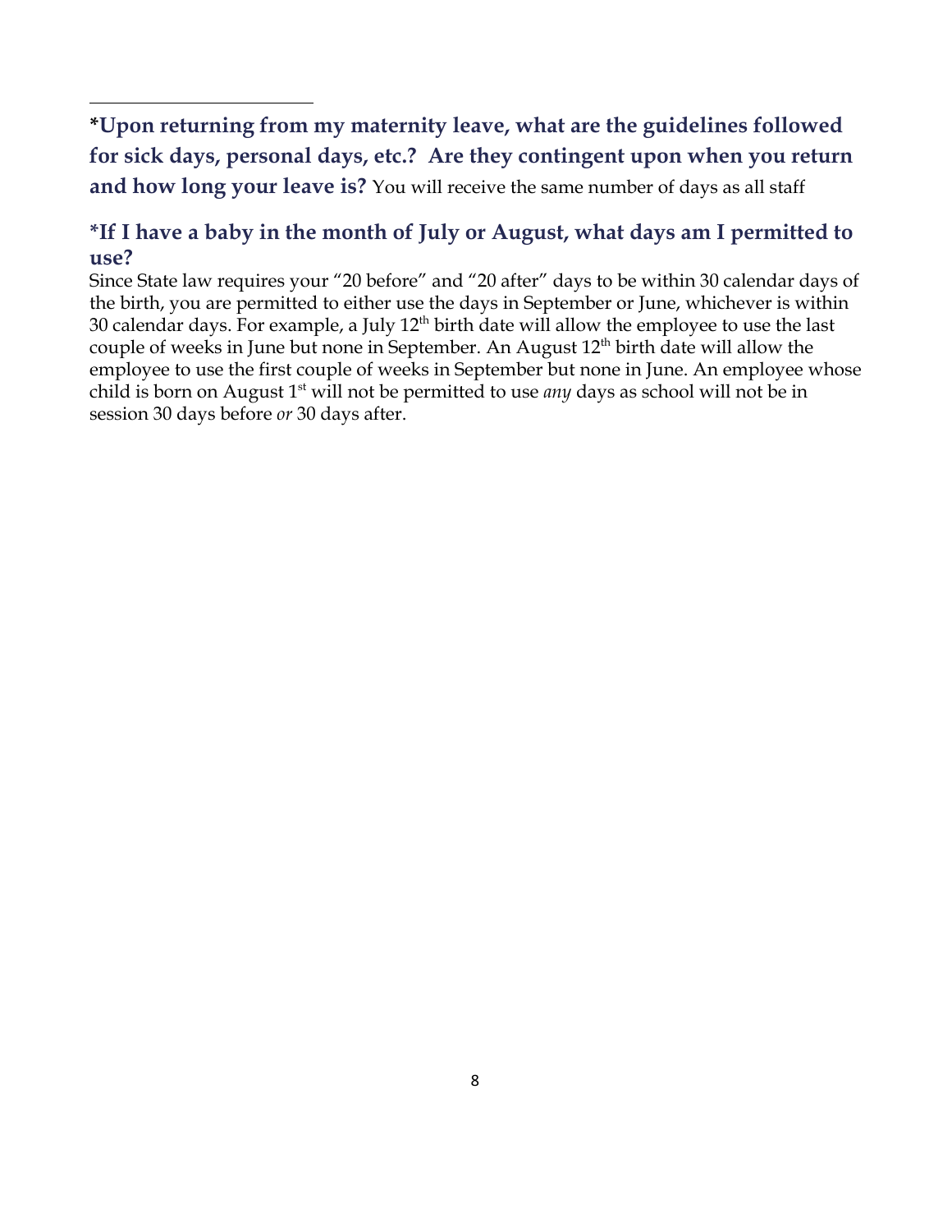**\*Upon returning from my maternity leave, what are the guidelines followed for sick days, personal days, etc.? Are they contingent upon when you return and how long your leave is?** You will receive the same number of days as all staff

### *If I have a baby in the month of July or August, what days am I permitted to use?

Since State law requires your "20 before" and "20 after" days to be within 30 calendar days of the birth, you are permitted to either use the days in September or June, whichever is within 30 calendar days. For example, a July 12th birth date will allow the employee to use the last couple of weeks in June but none in September. An August 12th birth date will allow the employee to use the first couple of weeks in September but none in June. An employee whose child is born on August 1st will not be permitted to use *any* days as school will not be in session 30 days before *or* 30 days after.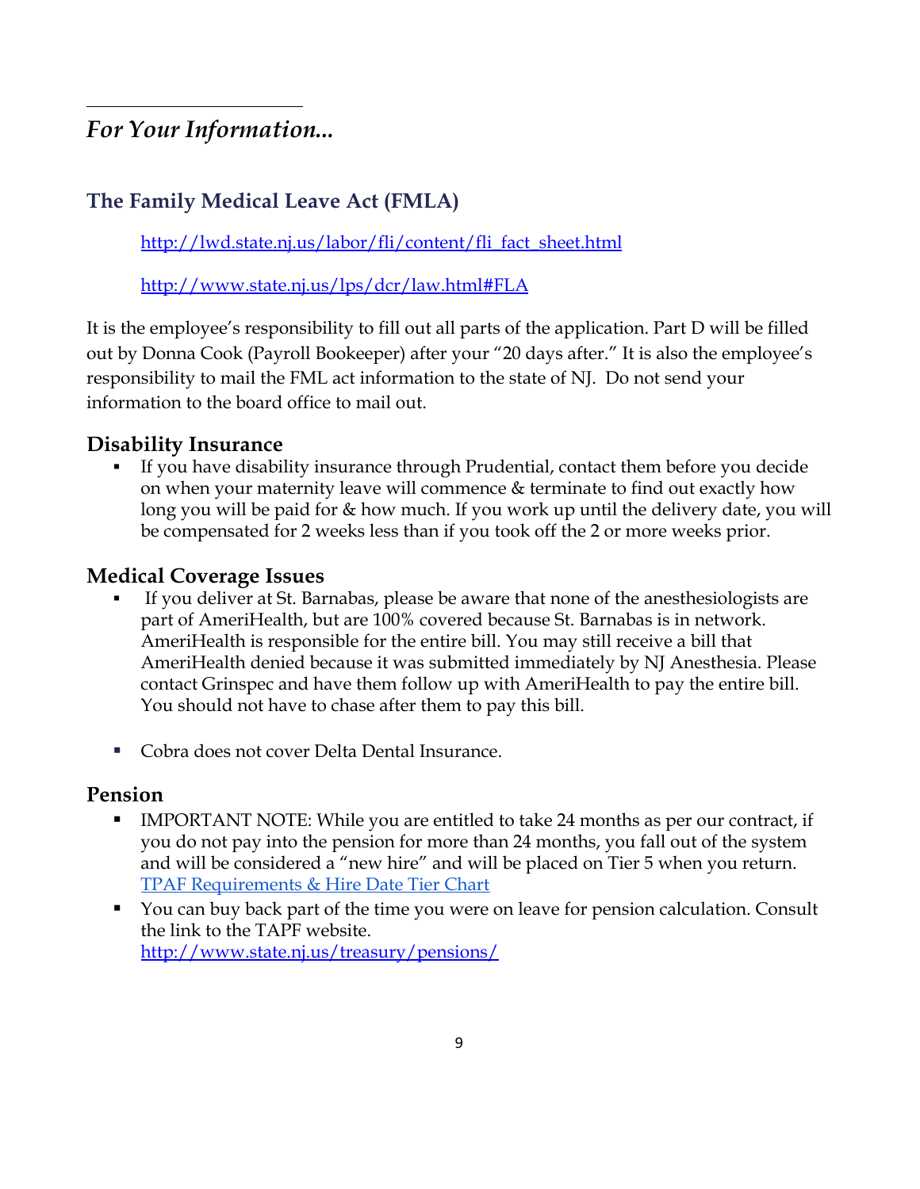## *For Your Information...*

### The Family Medical Leave Act (FMLA)

http://lwd.state.nj.us/labor/fli/content/fli_fact_sheet.html

http://www.state.nj.us/lps/dcr/law.html#FLA

It is the employee's responsibility to fill out all parts of the application. Part D will be filled out by Donna Cook (Payroll Bookeeper) after your "20 days after." It is also the employee's responsibility to mail the FML act information to the state of NJ. Do not send your information to the board office to mail out.

### Disability Insurance

- If you have disability insurance through Prudential, contact them before you decide on when your maternity leave will commence & terminate to find out exactly how long you will be paid for & how much. If you work up until the delivery date, you will be compensated for 2 weeks less than if you took off the 2 or more weeks prior.

### Medical Coverage Issues

- If you deliver at St. Barnabas, please be aware that none of the anesthesiologists are part of AmeriHealth, but are 100% covered because St. Barnabas is in network. AmeriHealth is responsible for the entire bill. You may still receive a bill that AmeriHealth denied because it was submitted immediately by NJ Anesthesia. Please contact Grinspec and have them follow up with AmeriHealth to pay the entire bill. You should not have to chase after them to pay this bill.

- Cobra does not cover Delta Dental Insurance.

### Pension

- IMPORTANT NOTE: While you are entitled to take 24 months as per our contract, if you do not pay into the pension for more than 24 months, you fall out of the system and will be considered a "new hire" and will be placed on Tier 5 when you return. TPAF Requirements & Hire Date Tier Chart
- You can buy back part of the time you were on leave for pension calculation. Consult the link to the TAPF website.
  http://www.state.nj.us/treasury/pensions/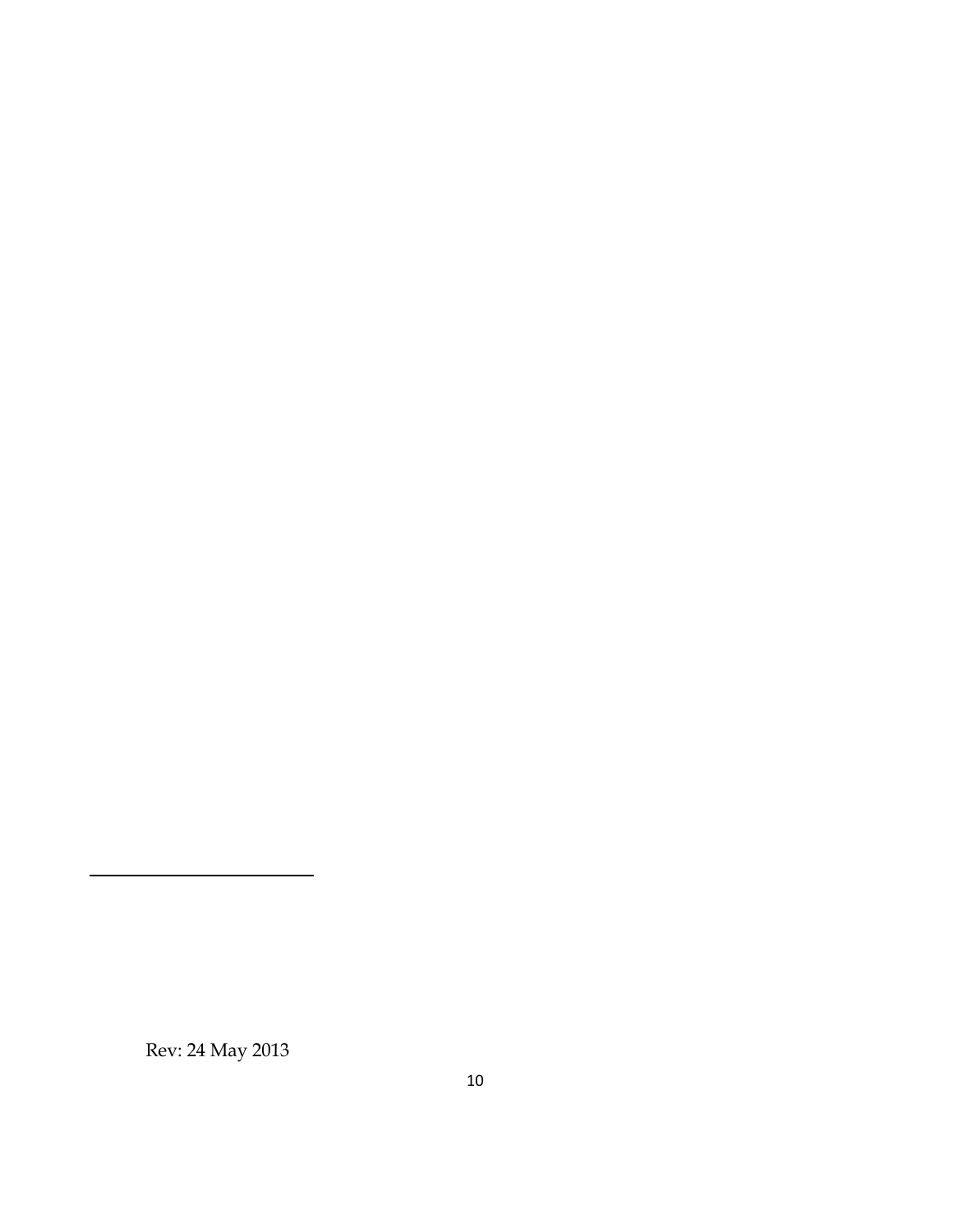Rev: 24 May 2013